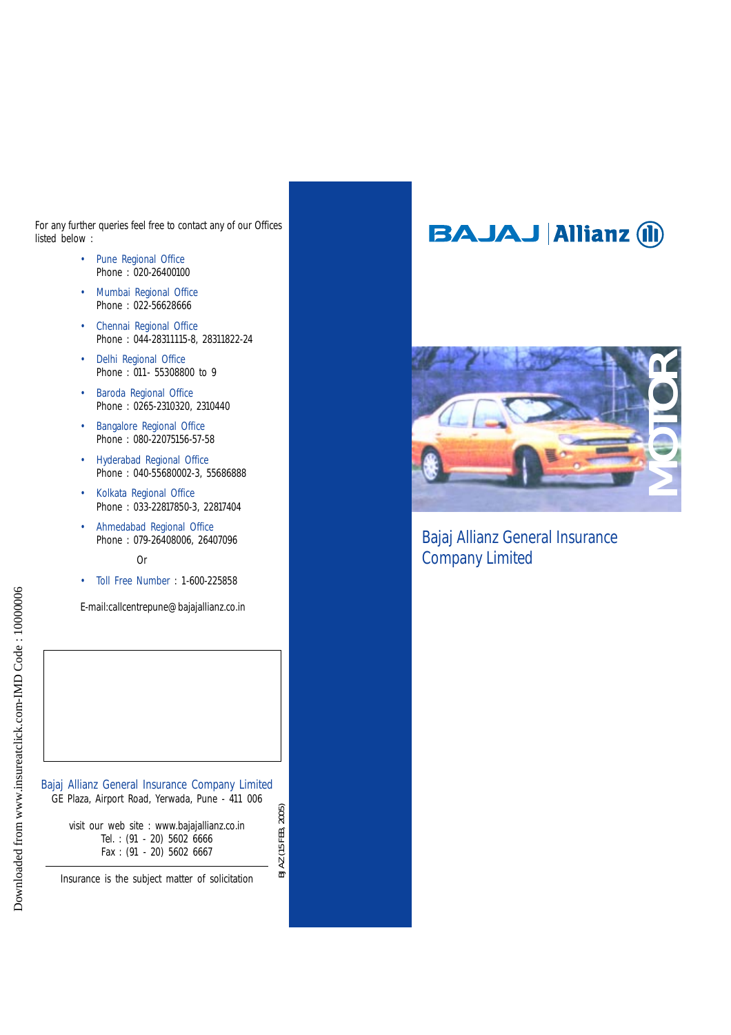For any further queries feel free to contact any of our Offices listed below :

- Pune Regional Office
  Phone : 020-26400100
- Mumbai Regional Office
  Phone : 022-56628666
- Chennai Regional Office
  Phone : 044-28311115-8, 28311822-24
- Delhi Regional Office
  Phone : 011- 55308800 to 9
- Baroda Regional Office
  Phone : 0265-2310320, 2310440
- Bangalore Regional Office
  Phone : 080-22075156-57-58
- Hyderabad Regional Office
  Phone : 040-55680002-3, 55686888
- Kolkata Regional Office
  Phone : 033-22817850-3, 22817404
- Ahmedabad Regional Office
  Phone : 079-26408006, 26407096

  Or

- Toll Free Number : 1-600-225858

E-mail:callcentrepune@bajajallianz.co.in

**Bajaj Allianz General Insurance Company Limited**
GE Plaza, Airport Road, Yerwada, Pune - 411 006

visit our web site : www.bajajallianz.co.in
Tel. : (91 - 20) 5602 6666
Fax : (91 - 20) 5602 6667

Insurance is the subject matter of solicitation

BJAZ (15 FEB, 2005)

Downloaded from www.insureatclick.com-IMD Code : 10000006

# BAJAJ | Allianz

MOTOR

## Bajaj Allianz General Insurance Company Limited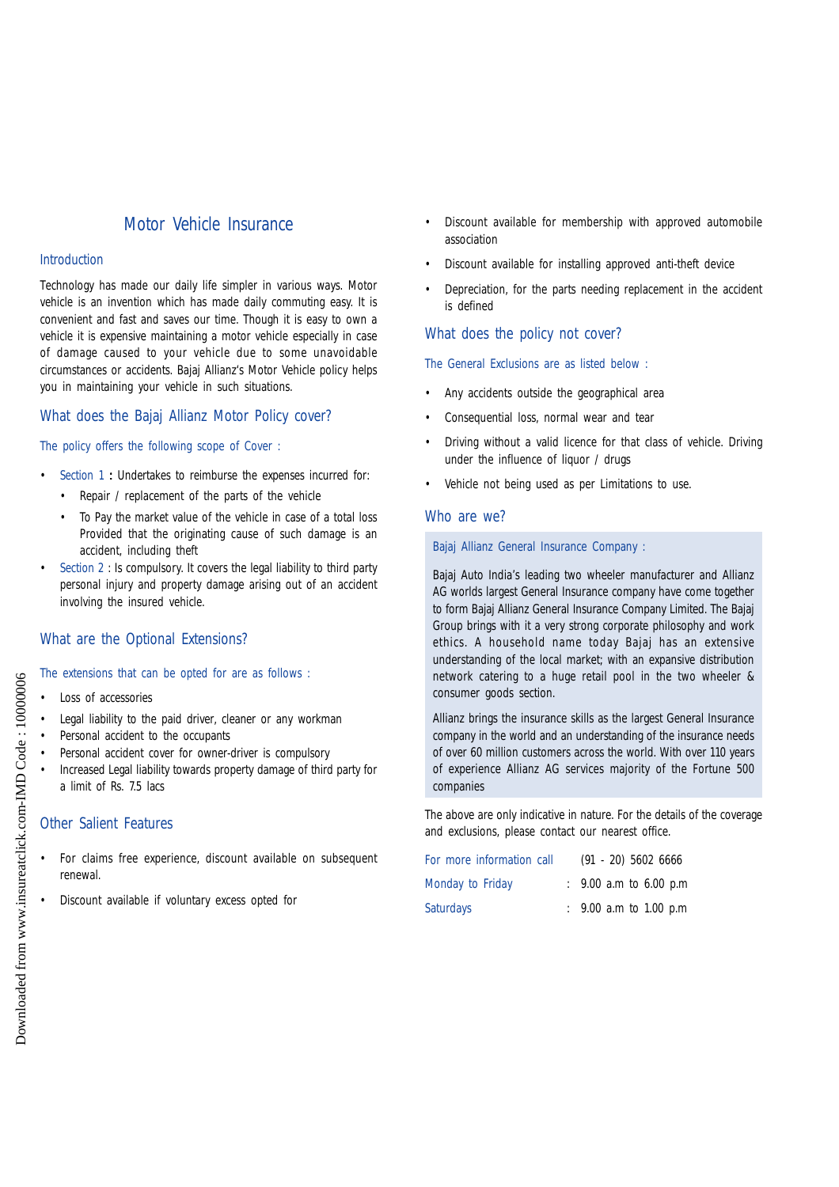# Motor Vehicle Insurance

## Introduction

Technology has made our daily life simpler in various ways. Motor vehicle is an invention which has made daily commuting easy. It is convenient and fast and saves our time. Though it is easy to own a vehicle it is expensive maintaining a motor vehicle especially in case of damage caused to your vehicle due to some unavoidable circumstances or accidents. Bajaj Allianz's Motor Vehicle policy helps you in maintaining your vehicle in such situations.

## What does the Bajaj Allianz Motor Policy cover?

### The policy offers the following scope of Cover :

- Section 1 **:** Undertakes to reimburse the expenses incurred for:
  - Repair / replacement of the parts of the vehicle
  - To Pay the market value of the vehicle in case of a total loss Provided that the originating cause of such damage is an accident, including theft
- Section 2 : Is compulsory. It covers the legal liability to third party personal injury and property damage arising out of an accident involving the insured vehicle.

## What are the Optional Extensions?

### The extensions that can be opted for are as follows :

- Loss of accessories
- Legal liability to the paid driver, cleaner or any workman
- Personal accident to the occupants
- Personal accident cover for owner-driver is compulsory
- Increased Legal liability towards property damage of third party for a limit of Rs. 7.5 lacs

## Other Salient Features

- For claims free experience, discount available on subsequent renewal.
- Discount available if voluntary excess opted for
- Discount available for membership with approved automobile association
- Discount available for installing approved anti-theft device
- Depreciation, for the parts needing replacement in the accident is defined

## What does the policy not cover?

### The General Exclusions are as listed below :

- Any accidents outside the geographical area
- Consequential loss, normal wear and tear
- Driving without a valid licence for that class of vehicle. Driving under the influence of liquor / drugs
- Vehicle not being used as per Limitations to use.

## Who are we?

### Bajaj Allianz General Insurance Company :

Bajaj Auto India's leading two wheeler manufacturer and Allianz AG worlds largest General Insurance company have come together to form Bajaj Allianz General Insurance Company Limited. The Bajaj Group brings with it a very strong corporate philosophy and work ethics. A household name today Bajaj has an extensive understanding of the local market; with an expansive distribution network catering to a huge retail pool in the two wheeler & consumer goods section.

Allianz brings the insurance skills as the largest General Insurance company in the world and an understanding of the insurance needs of over 60 million customers across the world. With over 110 years of experience Allianz AG services majority of the Fortune 500 companies

The above are only indicative in nature. For the details of the coverage and exclusions, please contact our nearest office.

| | | |
|---|---|---|
| For more information call | | (91 - 20) 5602 6666 |
| Monday to Friday | : | 9.00 a.m to 6.00 p.m |
| Saturdays | : | 9.00 a.m to 1.00 p.m |